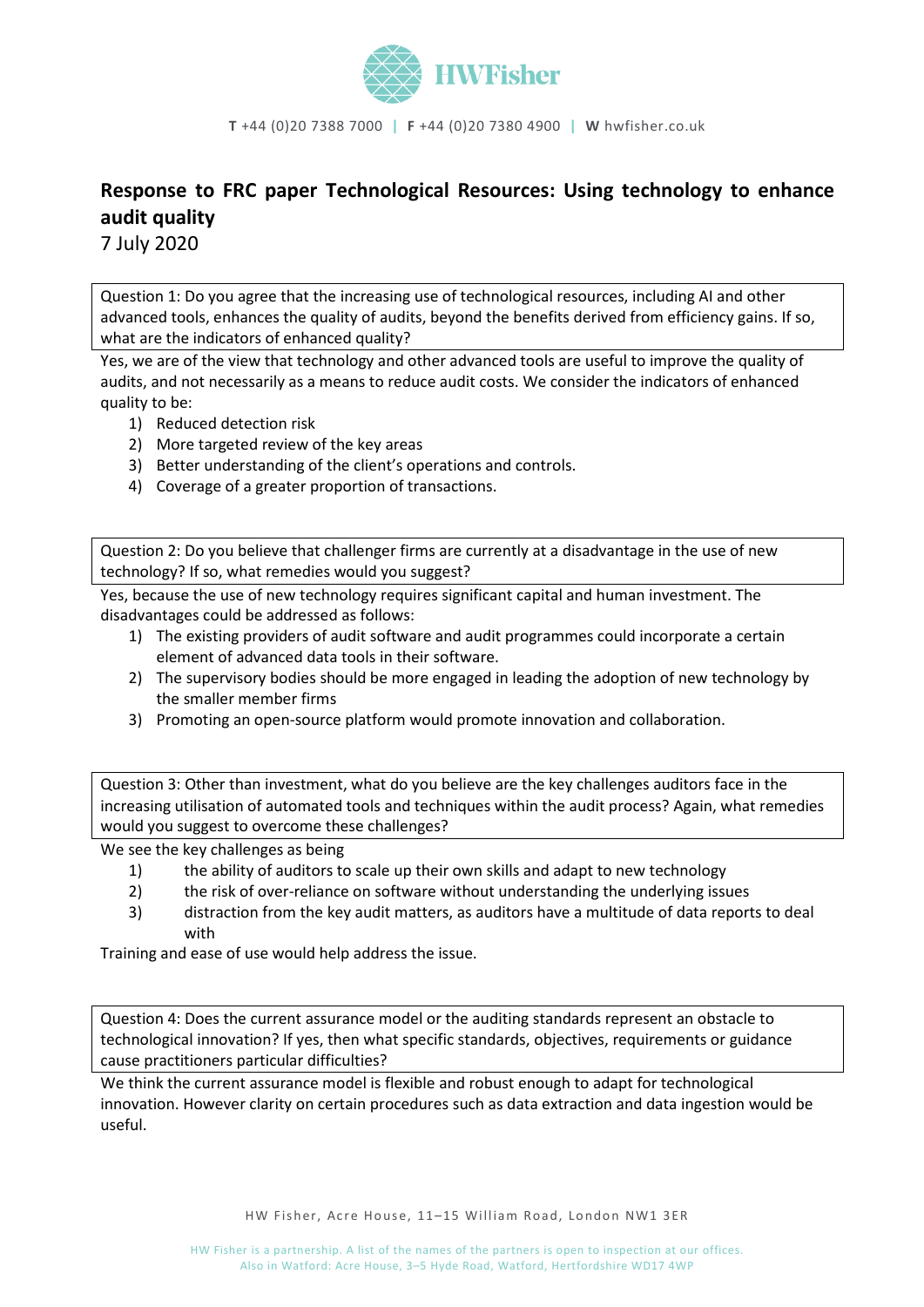HWFisher

**T** +44 (0)20 7388 7000 | **F** +44 (0)20 7380 4900 | **W** hwfisher.co.uk

# Response to FRC paper Technological Resources: Using technology to enhance audit quality

7 July 2020

**Question 1: Do you agree that the increasing use of technological resources, including AI and other advanced tools, enhances the quality of audits, beyond the benefits derived from efficiency gains. If so, what are the indicators of enhanced quality?**

Yes, we are of the view that technology and other advanced tools are useful to improve the quality of audits, and not necessarily as a means to reduce audit costs. We consider the indicators of enhanced quality to be:

1) Reduced detection risk
2) More targeted review of the key areas
3) Better understanding of the client's operations and controls.
4) Coverage of a greater proportion of transactions.

**Question 2: Do you believe that challenger firms are currently at a disadvantage in the use of new technology? If so, what remedies would you suggest?**

Yes, because the use of new technology requires significant capital and human investment. The disadvantages could be addressed as follows:

1) The existing providers of audit software and audit programmes could incorporate a certain element of advanced data tools in their software.
2) The supervisory bodies should be more engaged in leading the adoption of new technology by the smaller member firms
3) Promoting an open-source platform would promote innovation and collaboration.

**Question 3: Other than investment, what do you believe are the key challenges auditors face in the increasing utilisation of automated tools and techniques within the audit process? Again, what remedies would you suggest to overcome these challenges?**

We see the key challenges as being

1) the ability of auditors to scale up their own skills and adapt to new technology
2) the risk of over-reliance on software without understanding the underlying issues
3) distraction from the key audit matters, as auditors have a multitude of data reports to deal with

Training and ease of use would help address the issue.

**Question 4: Does the current assurance model or the auditing standards represent an obstacle to technological innovation? If yes, then what specific standards, objectives, requirements or guidance cause practitioners particular difficulties?**

We think the current assurance model is flexible and robust enough to adapt for technological innovation. However clarity on certain procedures such as data extraction and data ingestion would be useful.

HW Fisher, Acre House, 11–15 William Road, London NW1 3ER

HW Fisher is a partnership. A list of the names of the partners is open to inspection at our offices.
Also in Watford: Acre House, 3–5 Hyde Road, Watford, Hertfordshire WD17 4WP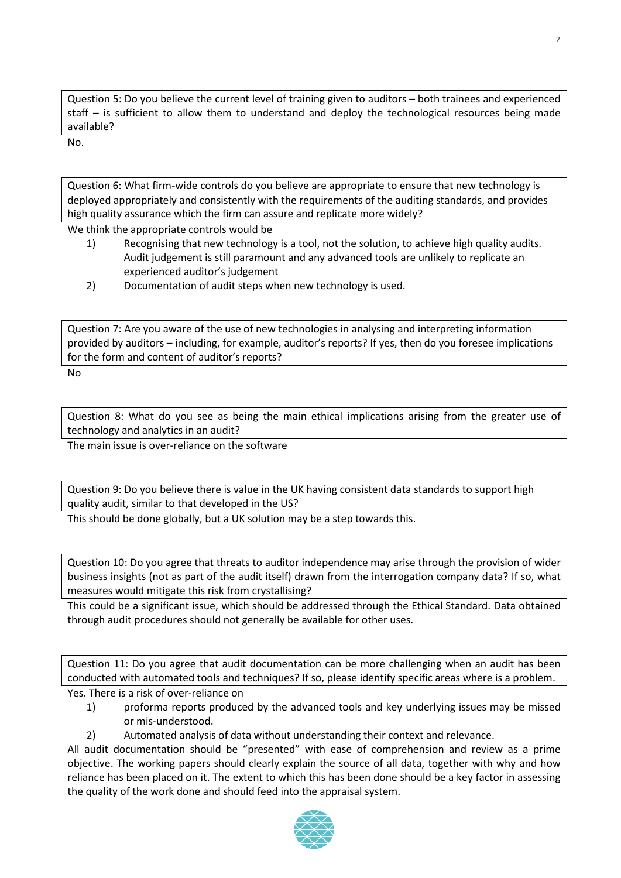**Question 5: Do you believe the current level of training given to auditors – both trainees and experienced staff – is sufficient to allow them to understand and deploy the technological resources being made available?**

No.

**Question 6: What firm-wide controls do you believe are appropriate to ensure that new technology is deployed appropriately and consistently with the requirements of the auditing standards, and provides high quality assurance which the firm can assure and replicate more widely?**

We think the appropriate controls would be

1) Recognising that new technology is a tool, not the solution, to achieve high quality audits. Audit judgement is still paramount and any advanced tools are unlikely to replicate an experienced auditor's judgement
2) Documentation of audit steps when new technology is used.

**Question 7: Are you aware of the use of new technologies in analysing and interpreting information provided by auditors – including, for example, auditor's reports? If yes, then do you foresee implications for the form and content of auditor's reports?**

No

**Question 8: What do you see as being the main ethical implications arising from the greater use of technology and analytics in an audit?**

The main issue is over-reliance on the software

**Question 9: Do you believe there is value in the UK having consistent data standards to support high quality audit, similar to that developed in the US?**

This should be done globally, but a UK solution may be a step towards this.

**Question 10: Do you agree that threats to auditor independence may arise through the provision of wider business insights (not as part of the audit itself) drawn from the interrogation company data? If so, what measures would mitigate this risk from crystallising?**

This could be a significant issue, which should be addressed through the Ethical Standard. Data obtained through audit procedures should not generally be available for other uses.

**Question 11: Do you agree that audit documentation can be more challenging when an audit has been conducted with automated tools and techniques? If so, please identify specific areas where is a problem.**

Yes. There is a risk of over-reliance on

1) proforma reports produced by the advanced tools and key underlying issues may be missed or mis-understood.
2) Automated analysis of data without understanding their context and relevance.

All audit documentation should be "presented" with ease of comprehension and review as a prime objective. The working papers should clearly explain the source of all data, together with why and how reliance has been placed on it. The extent to which this has been done should be a key factor in assessing the quality of the work done and should feed into the appraisal system.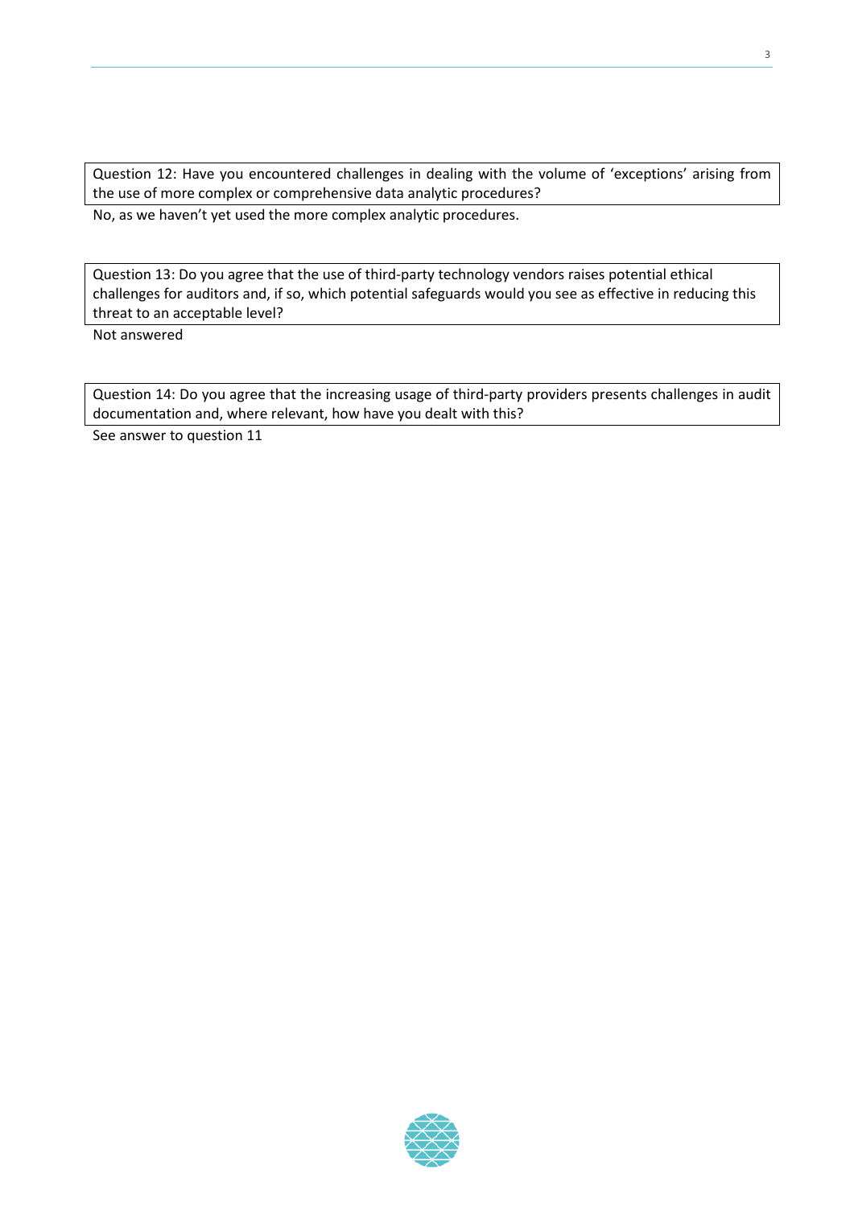Question 12: Have you encountered challenges in dealing with the volume of 'exceptions' arising from the use of more complex or comprehensive data analytic procedures?

No, as we haven't yet used the more complex analytic procedures.

Question 13: Do you agree that the use of third-party technology vendors raises potential ethical challenges for auditors and, if so, which potential safeguards would you see as effective in reducing this threat to an acceptable level?

Not answered

Question 14: Do you agree that the increasing usage of third-party providers presents challenges in audit documentation and, where relevant, how have you dealt with this?

See answer to question 11